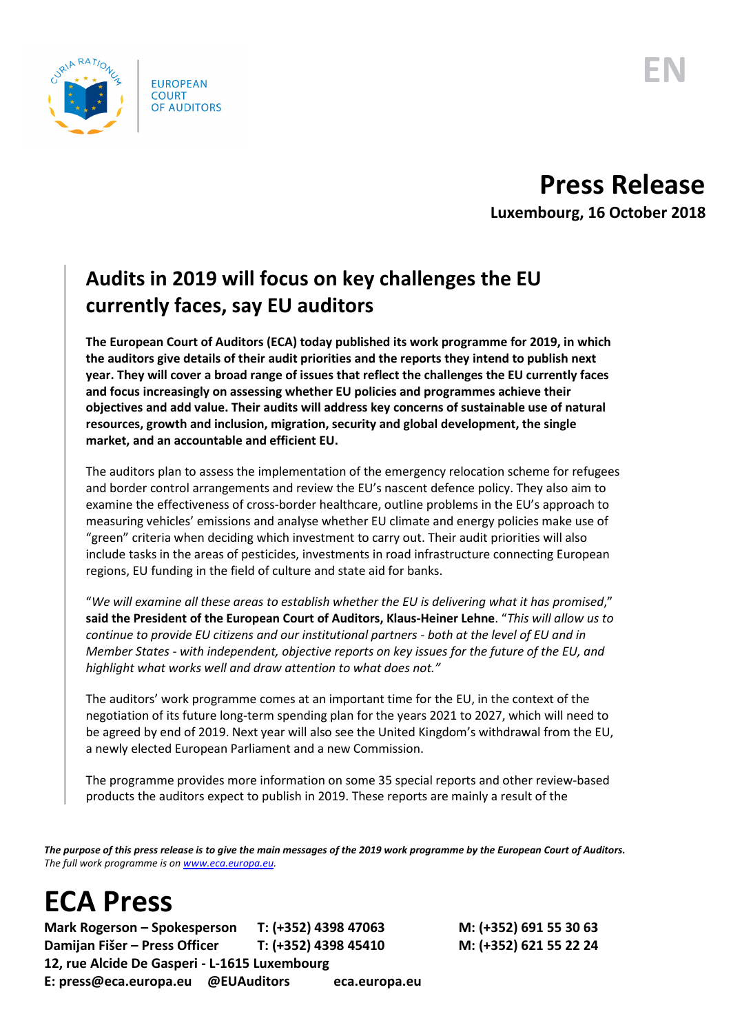EUROPEAN COURT OF AUDITORS

EN

# Press Release

**Luxembourg, 16 October 2018**

## Audits in 2019 will focus on key challenges the EU currently faces, say EU auditors

**The European Court of Auditors (ECA) today published its work programme for 2019, in which the auditors give details of their audit priorities and the reports they intend to publish next year. They will cover a broad range of issues that reflect the challenges the EU currently faces and focus increasingly on assessing whether EU policies and programmes achieve their objectives and add value. Their audits will address key concerns of sustainable use of natural resources, growth and inclusion, migration, security and global development, the single market, and an accountable and efficient EU.**

The auditors plan to assess the implementation of the emergency relocation scheme for refugees and border control arrangements and review the EU's nascent defence policy. They also aim to examine the effectiveness of cross-border healthcare, outline problems in the EU's approach to measuring vehicles' emissions and analyse whether EU climate and energy policies make use of "green" criteria when deciding which investment to carry out. Their audit priorities will also include tasks in the areas of pesticides, investments in road infrastructure connecting European regions, EU funding in the field of culture and state aid for banks.

"*We will examine all these areas to establish whether the EU is delivering what it has promised*," **said the President of the European Court of Auditors, Klaus-Heiner Lehne**. "*This will allow us to continue to provide EU citizens and our institutional partners - both at the level of EU and in Member States - with independent, objective reports on key issues for the future of the EU, and highlight what works well and draw attention to what does not.*"

The auditors' work programme comes at an important time for the EU, in the context of the negotiation of its future long-term spending plan for the years 2021 to 2027, which will need to be agreed by end of 2019. Next year will also see the United Kingdom's withdrawal from the EU, a newly elected European Parliament and a new Commission.

The programme provides more information on some 35 special reports and other review-based products the auditors expect to publish in 2019. These reports are mainly a result of the

***The purpose of this press release is to give the main messages of the 2019 work programme by the European Court of Auditors.***
*The full work programme is on www.eca.europa.eu.*

# ECA Press

**Mark Rogerson – Spokesperson T: (+352) 4398 47063 M: (+352) 691 55 30 63**
**Damijan Fišer – Press Officer T: (+352) 4398 45410 M: (+352) 621 55 22 24**
**12, rue Alcide De Gasperi - L-1615 Luxembourg**
**E: press@eca.europa.eu @EUAuditors eca.europa.eu**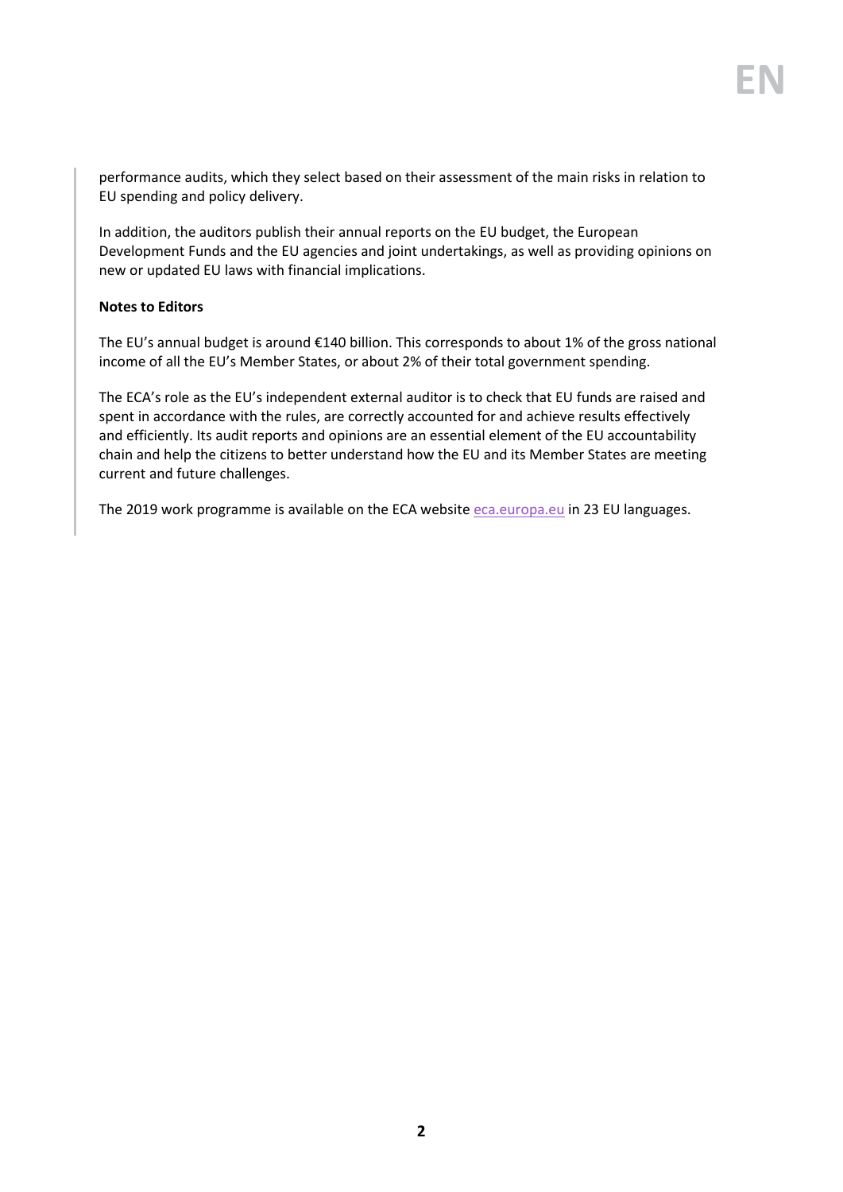performance audits, which they select based on their assessment of the main risks in relation to EU spending and policy delivery.

In addition, the auditors publish their annual reports on the EU budget, the European Development Funds and the EU agencies and joint undertakings, as well as providing opinions on new or updated EU laws with financial implications.

**Notes to Editors**

The EU's annual budget is around €140 billion. This corresponds to about 1% of the gross national income of all the EU's Member States, or about 2% of their total government spending.

The ECA's role as the EU's independent external auditor is to check that EU funds are raised and spent in accordance with the rules, are correctly accounted for and achieve results effectively and efficiently. Its audit reports and opinions are an essential element of the EU accountability chain and help the citizens to better understand how the EU and its Member States are meeting current and future challenges.

The 2019 work programme is available on the ECA website eca.europa.eu in 23 EU languages.